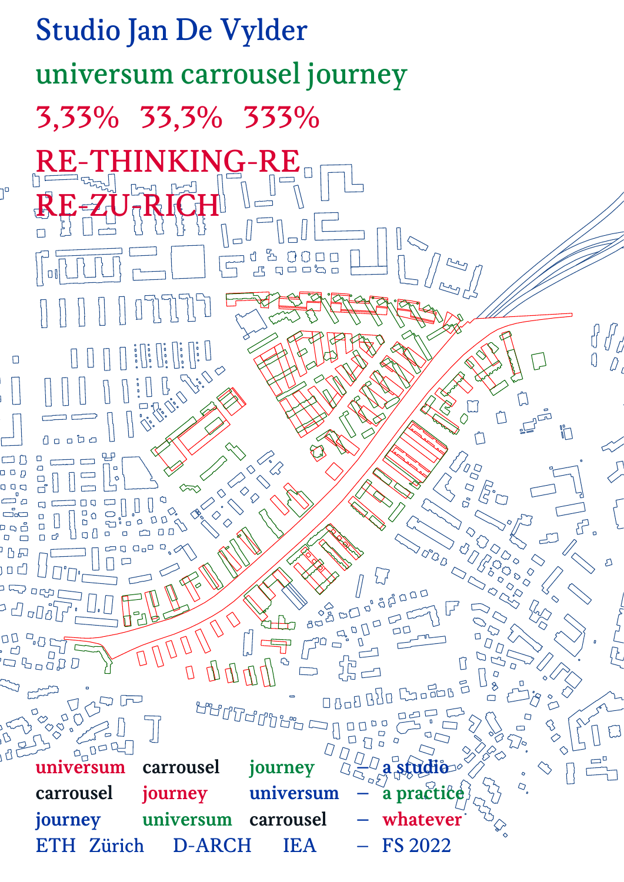# Studio Jan De Vylder

## universum carrousel journey

## 3,33% 33,3% 333%

## RE-THINKING-RE
## RE-ZU-RICH

universum carrousel journey – a studio
carrousel journey universum – a practice
journey universum carrousel – whatever
ETH Zürich D-ARCH IEA – FS 2022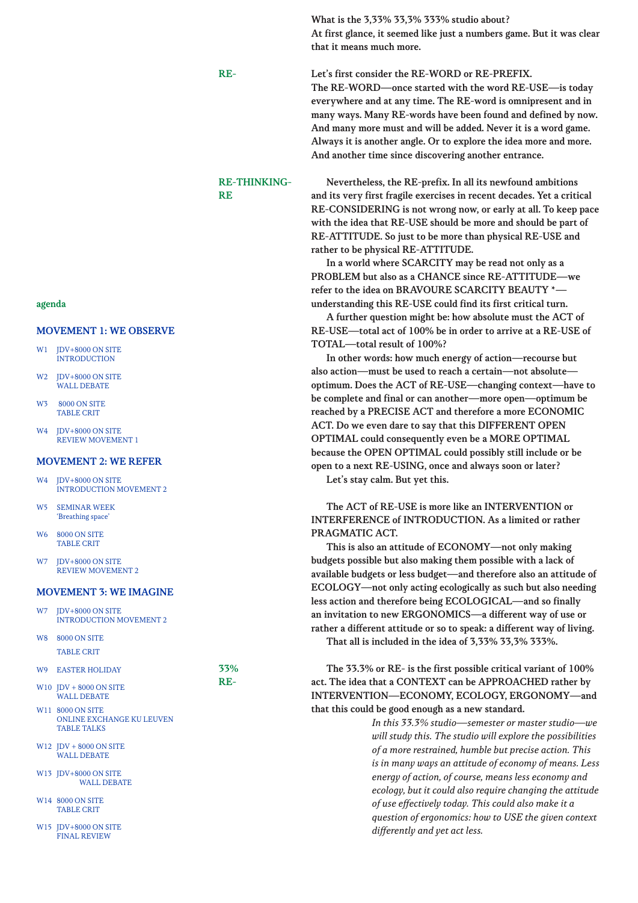What is the 3,33% 33,3% 333% studio about?
At first glance, it seemed like just a numbers game. But it was clear that it means much more.

**RE-**

Let's first consider the RE-WORD or RE-PREFIX.
The RE-WORD—once started with the word RE-USE—is today everywhere and at any time. The RE-word is omnipresent and in many ways. Many RE-words have been found and defined by now. And many more must and will be added. Never it is a word game. Always it is another angle. Or to explore the idea more and more. And another time since discovering another entrance.

**RE-THINKING-RE**

Nevertheless, the RE-prefix. In all its newfound ambitions and its very first fragile exercises in recent decades. Yet a critical RE-CONSIDERING is not wrong now, or early at all. To keep pace with the idea that RE-USE should be more and should be part of RE-ATTITUDE. So just to be more than physical RE-USE and rather to be physical RE-ATTITUDE.

In a world where SCARCITY may be read not only as a PROBLEM but also as a CHANCE since RE-ATTITUDE—we refer to the idea on BRAVOURE SCARCITY BEAUTY *—understanding this RE-USE could find its first critical turn.

A further question might be: how absolute must the ACT of RE-USE—total act of 100% be in order to arrive at a RE-USE of TOTAL—total result of 100%?

In other words: how much energy of action—recourse but also action—must be used to reach a certain—not absolute—optimum. Does the ACT of RE-USE—changing context—have to be complete and final or can another—more open—optimum be reached by a PRECISE ACT and therefore a more ECONOMIC ACT. Do we even dare to say that this DIFFERENT OPEN OPTIMAL could consequently even be a MORE OPTIMAL because the OPEN OPTIMAL could possibly still include or be open to a next RE-USING, once and always soon or later?

Let's stay calm. But yet this.

The ACT of RE-USE is more like an INTERVENTION or INTERFERENCE of INTRODUCTION. As a limited or rather PRAGMATIC ACT.

This is also an attitude of ECONOMY—not only making budgets possible but also making them possible with a lack of available budgets or less budget—and therefore also an attitude of ECOLOGY—not only acting ecologically as such but also needing less action and therefore being ECOLOGICAL—and so finally an invitation to new ERGONOMICS—a different way of use or rather a different attitude or so to speak: a different way of living.

That all is included in the idea of 3,33% 33,3% 333%.

**33% RE-**

The 33.3% or RE- is the first possible critical variant of 100% act. The idea that a CONTEXT can be APPROACHED rather by INTERVENTION—ECONOMY, ECOLOGY, ERGONOMY—and that this could be good enough as a new standard.

*In this 33.3% studio—semester or master studio—we will study this. The studio will explore the possibilities of a more restrained, humble but precise action. This is in many ways an attitude of economy of means. Less energy of action, of course, means less economy and ecology, but it could also require changing the attitude of use effectively today. This could also make it a question of ergonomics: how to USE the given context differently and yet act less.*

## agenda

### MOVEMENT 1: WE OBSERVE

- W1 JDV+8000 ON SITE — INTRODUCTION
- W2 JDV+8000 ON SITE — WALL DEBATE
- W3 8000 ON SITE — TABLE CRIT
- W4 JDV+8000 ON SITE — REVIEW MOVEMENT 1

### MOVEMENT 2: WE REFER

- W4 JDV+8000 ON SITE — INTRODUCTION MOVEMENT 2
- W5 SEMINAR WEEK — 'Breathing space'
- W6 8000 ON SITE — TABLE CRIT
- W7 JDV+8000 ON SITE — REVIEW MOVEMENT 2

### MOVEMENT 3: WE IMAGINE

- W7 JDV+8000 ON SITE — INTRODUCTION MOVEMENT 2
- W8 8000 ON SITE — TABLE CRIT
- W9 EASTER HOLIDAY
- W10 JDV + 8000 ON SITE — WALL DEBATE
- W11 8000 ON SITE — ONLINE EXCHANGE KU LEUVEN — TABLE TALKS
- W12 JDV + 8000 ON SITE — WALL DEBATE
- W13 JDV+8000 ON SITE — WALL DEBATE
- W14 8000 ON SITE — TABLE CRIT
- W15 JDV+8000 ON SITE — FINAL REVIEW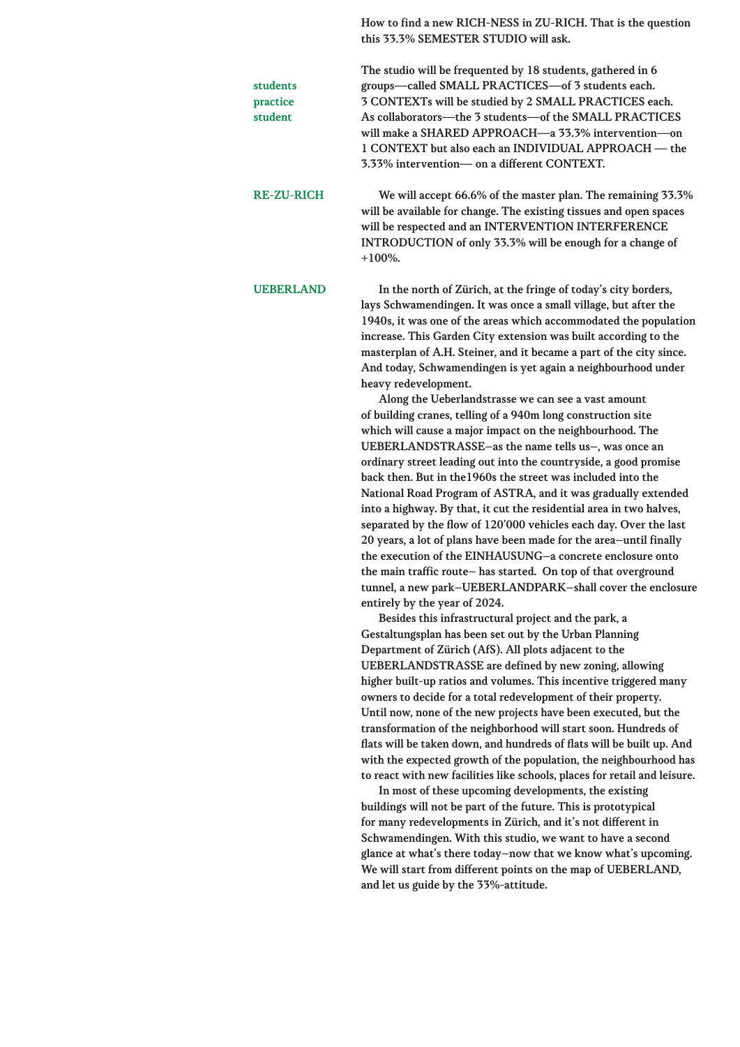How to find a new RICH-NESS in ZU-RICH. That is the question this 33.3% SEMESTER STUDIO will ask.

**students**
**practice**
**student**

The studio will be frequented by 18 students, gathered in 6 groups—called SMALL PRACTICES—of 3 students each. 3 CONTEXTs will be studied by 2 SMALL PRACTICES each. As collaborators—the 3 students—of the SMALL PRACTICES will make a SHARED APPROACH—a 33.3% intervention—on 1 CONTEXT but also each an INDIVIDUAL APPROACH — the 3.33% intervention— on a different CONTEXT.

**RE-ZU-RICH**

We will accept 66.6% of the master plan. The remaining 33.3% will be available for change. The existing tissues and open spaces will be respected and an INTERVENTION INTERFERENCE INTRODUCTION of only 33.3% will be enough for a change of +100%.

**UEBERLAND**

In the north of Zürich, at the fringe of today's city borders, lays Schwamendingen. It was once a small village, but after the 1940s, it was one of the areas which accommodated the population increase. This Garden City extension was built according to the masterplan of A.H. Steiner, and it became a part of the city since. And today, Schwamendingen is yet again a neighbourhood under heavy redevelopment.

Along the Ueberlandstrasse we can see a vast amount of building cranes, telling of a 940m long construction site which will cause a major impact on the neighbourhood. The UEBERLANDSTRASSE–as the name tells us–, was once an ordinary street leading out into the countryside, a good promise back then. But in the1960s the street was included into the National Road Program of ASTRA, and it was gradually extended into a highway. By that, it cut the residential area in two halves, separated by the flow of 120'000 vehicles each day. Over the last 20 years, a lot of plans have been made for the area–until finally the execution of the EINHAUSUNG–a concrete enclosure onto the main traffic route– has started. On top of that overground tunnel, a new park–UEBERLANDPARK–shall cover the enclosure entirely by the year of 2024.

Besides this infrastructural project and the park, a Gestaltungsplan has been set out by the Urban Planning Department of Zürich (AfS). All plots adjacent to the UEBERLANDSTRASSE are defined by new zoning, allowing higher built-up ratios and volumes. This incentive triggered many owners to decide for a total redevelopment of their property. Until now, none of the new projects have been executed, but the transformation of the neighborhood will start soon. Hundreds of flats will be taken down, and hundreds of flats will be built up. And with the expected growth of the population, the neighbourhood has to react with new facilities like schools, places for retail and leisure.

In most of these upcoming developments, the existing buildings will not be part of the future. This is prototypical for many redevelopments in Zürich, and it's not different in Schwamendingen. With this studio, we want to have a second glance at what's there today–now that we know what's upcoming. We will start from different points on the map of UEBERLAND, and let us guide by the 33%-attitude.